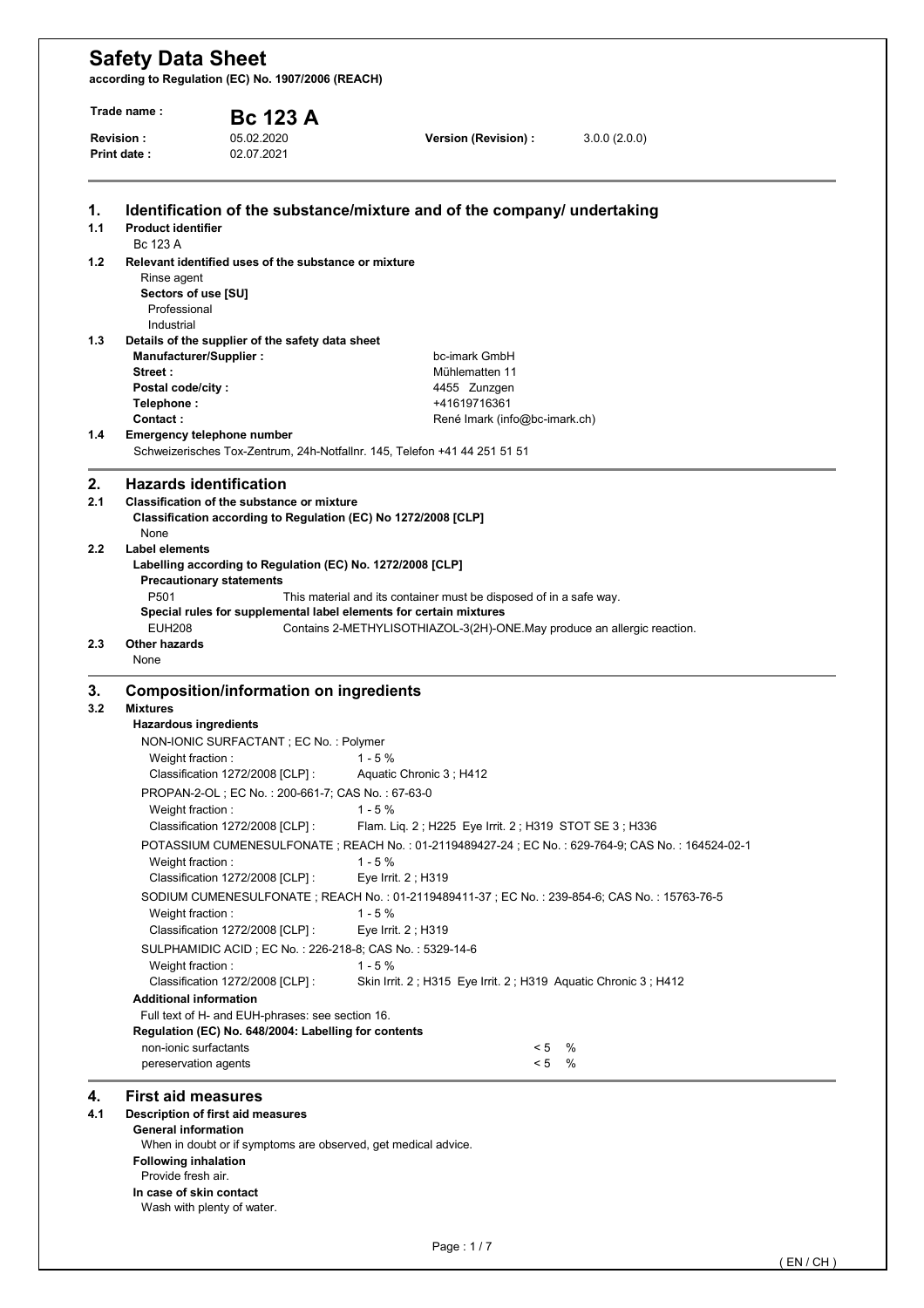# Safety Data Sheet

**according to Regulation (EC) No. 1907/2006 (REACH)**

**Trade name :** **Bc 123 A**

**Revision :** 05.02.2020 **Version (Revision) :** 3.0.0 (2.0.0)
**Print date :** 02.07.2021

## 1. Identification of the substance/mixture and of the company/ undertaking

### 1.1 Product identifier

Bc 123 A

### 1.2 Relevant identified uses of the substance or mixture

Rinse agent

**Sectors of use [SU]**

Professional
Industrial

### 1.3 Details of the supplier of the safety data sheet

**Manufacturer/Supplier :** bc-imark GmbH
**Street :** Mühlematten 11
**Postal code/city :** 4455 Zunzgen
**Telephone :** +41619716361
**Contact :** René Imark (info@bc-imark.ch)

### 1.4 Emergency telephone number

Schweizerisches Tox-Zentrum, 24h-Notfallnr. 145, Telefon +41 44 251 51 51

## 2. Hazards identification

### 2.1 Classification of the substance or mixture

**Classification according to Regulation (EC) No 1272/2008 [CLP]**

None

### 2.2 Label elements

**Labelling according to Regulation (EC) No. 1272/2008 [CLP]**

**Precautionary statements**

P501 This material and its container must be disposed of in a safe way.

**Special rules for supplemental label elements for certain mixtures**

EUH208 Contains 2-METHYLISOTHIAZOL-3(2H)-ONE.May produce an allergic reaction.

### 2.3 Other hazards

None

## 3. Composition/information on ingredients

### 3.2 Mixtures

**Hazardous ingredients**

NON-IONIC SURFACTANT ; EC No. : Polymer
Weight fraction : 1 - 5 %
Classification 1272/2008 [CLP] : Aquatic Chronic 3 ; H412

PROPAN-2-OL ; EC No. : 200-661-7; CAS No. : 67-63-0
Weight fraction : 1 - 5 %
Classification 1272/2008 [CLP] : Flam. Liq. 2 ; H225 Eye Irrit. 2 ; H319 STOT SE 3 ; H336

POTASSIUM CUMENESULFONATE ; REACH No. : 01-2119489427-24 ; EC No. : 629-764-9; CAS No. : 164524-02-1
Weight fraction : 1 - 5 %
Classification 1272/2008 [CLP] : Eye Irrit. 2 ; H319

SODIUM CUMENESULFONATE ; REACH No. : 01-2119489411-37 ; EC No. : 239-854-6; CAS No. : 15763-76-5
Weight fraction : 1 - 5 %
Classification 1272/2008 [CLP] : Eye Irrit. 2 ; H319

SULPHAMIDIC ACID ; EC No. : 226-218-8; CAS No. : 5329-14-6
Weight fraction : 1 - 5 %
Classification 1272/2008 [CLP] : Skin Irrit. 2 ; H315 Eye Irrit. 2 ; H319 Aquatic Chronic 3 ; H412

**Additional information**

Full text of H- and EUH-phrases: see section 16.

**Regulation (EC) No. 648/2004: Labelling for contents**

| | | |
|---|---|---|
| non-ionic surfactants | < 5 | % |
| pereservation agents | < 5 | % |

## 4. First aid measures

### 4.1 Description of first aid measures

**General information**

When in doubt or if symptoms are observed, get medical advice.

**Following inhalation**

Provide fresh air.

**In case of skin contact**

Wash with plenty of water.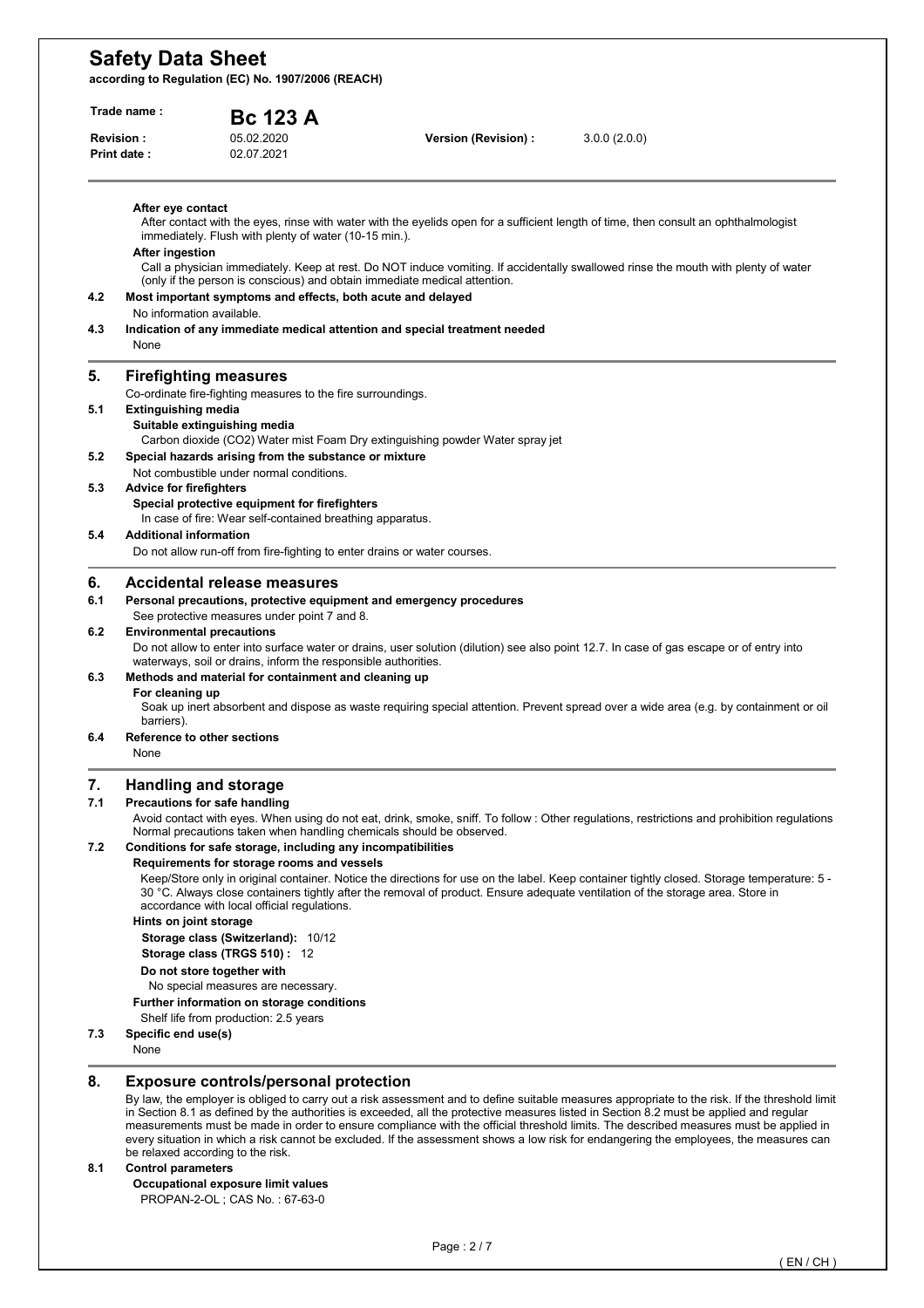**After eye contact**

After contact with the eyes, rinse with water with the eyelids open for a sufficient length of time, then consult an ophthalmologist immediately. Flush with plenty of water (10-15 min.).

**After ingestion**

Call a physician immediately. Keep at rest. Do NOT induce vomiting. If accidentally swallowed rinse the mouth with plenty of water (only if the person is conscious) and obtain immediate medical attention.

**4.2 Most important symptoms and effects, both acute and delayed**

No information available.

**4.3 Indication of any immediate medical attention and special treatment needed**

None

## 5. Firefighting measures

Co-ordinate fire-fighting measures to the fire surroundings.

**5.1 Extinguishing media**

**Suitable extinguishing media**

Carbon dioxide ($CO_2$) Water mist Foam Dry extinguishing powder Water spray jet

**5.2 Special hazards arising from the substance or mixture**

Not combustible under normal conditions.

**5.3 Advice for firefighters**

**Special protective equipment for firefighters**

In case of fire: Wear self-contained breathing apparatus.

**5.4 Additional information**

Do not allow run-off from fire-fighting to enter drains or water courses.

## 6. Accidental release measures

**6.1 Personal precautions, protective equipment and emergency procedures**

See protective measures under point 7 and 8.

**6.2 Environmental precautions**

Do not allow to enter into surface water or drains, user solution (dilution) see also point 12.7. In case of gas escape or of entry into waterways, soil or drains, inform the responsible authorities.

**6.3 Methods and material for containment and cleaning up**

**For cleaning up**

Soak up inert absorbent and dispose as waste requiring special attention. Prevent spread over a wide area (e.g. by containment or oil barriers).

**6.4 Reference to other sections**

None

## 7. Handling and storage

**7.1 Precautions for safe handling**

Avoid contact with eyes. When using do not eat, drink, smoke, sniff. To follow : Other regulations, restrictions and prohibition regulations Normal precautions taken when handling chemicals should be observed.

**7.2 Conditions for safe storage, including any incompatibilities**

**Requirements for storage rooms and vessels**

Keep/Store only in original container. Notice the directions for use on the label. Keep container tightly closed. Storage temperature: 5 - 30 °C. Always close containers tightly after the removal of product. Ensure adequate ventilation of the storage area. Store in accordance with local official regulations.

**Hints on joint storage**

**Storage class (Switzerland):** 10/12

**Storage class (TRGS 510) :** 12

**Do not store together with**

No special measures are necessary.

**Further information on storage conditions**

Shelf life from production: 2.5 years

**7.3 Specific end use(s)**

None

## 8. Exposure controls/personal protection

By law, the employer is obliged to carry out a risk assessment and to define suitable measures appropriate to the risk. If the threshold limit in Section 8.1 as defined by the authorities is exceeded, all the protective measures listed in Section 8.2 must be applied and regular measurements must be made in order to ensure compliance with the official threshold limits. The described measures must be applied in every situation in which a risk cannot be excluded. If the assessment shows a low risk for endangering the employees, the measures can be relaxed according to the risk.

**8.1 Control parameters**

**Occupational exposure limit values**

PROPAN-2-OL ; CAS No. : 67-63-0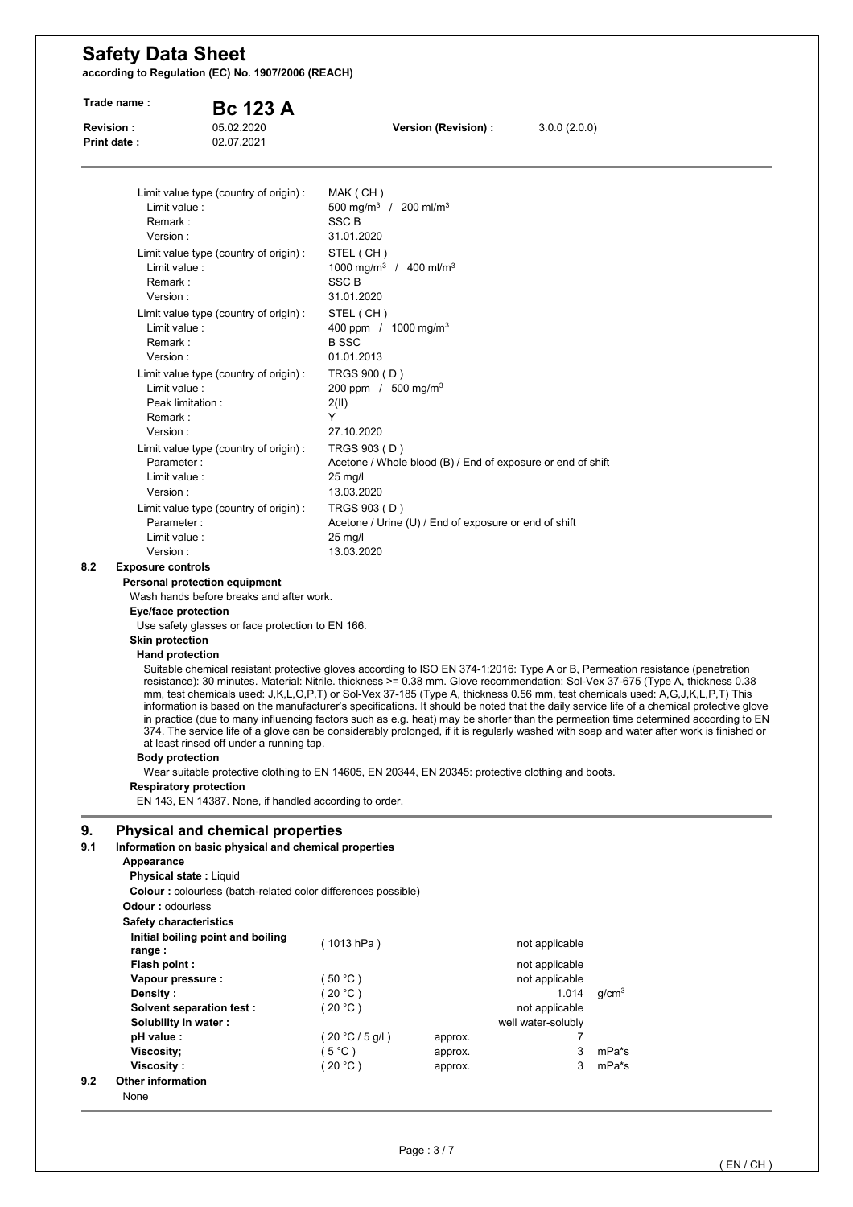| Limit value type (country of origin) : | MAK ( CH ) |
|---|---|
| Limit value : | 500 mg/m³ / 200 ml/m³ |
| Remark : | SSC B |
| Version : | 31.01.2020 |
| Limit value type (country of origin) : | STEL ( CH ) |
| Limit value : | 1000 mg/m³ / 400 ml/m³ |
| Remark : | SSC B |
| Version : | 31.01.2020 |
| Limit value type (country of origin) : | STEL ( CH ) |
| Limit value : | 400 ppm / 1000 mg/m³ |
| Remark : | B SSC |
| Version : | 01.01.2013 |
| Limit value type (country of origin) : | TRGS 900 ( D ) |
| Limit value : | 200 ppm / 500 mg/m³ |
| Peak limitation : | 2(II) |
| Remark : | Y |
| Version : | 27.10.2020 |
| Limit value type (country of origin) : | TRGS 903 ( D ) |
| Parameter : | Acetone / Whole blood (B) / End of exposure or end of shift |
| Limit value : | 25 mg/l |
| Version : | 13.03.2020 |
| Limit value type (country of origin) : | TRGS 903 ( D ) |
| Parameter : | Acetone / Urine (U) / End of exposure or end of shift |
| Limit value : | 25 mg/l |
| Version : | 13.03.2020 |

### 8.2 Exposure controls

**Personal protection equipment**

Wash hands before breaks and after work.

**Eye/face protection**

Use safety glasses or face protection to EN 166.

**Skin protection**

**Hand protection**

Suitable chemical resistant protective gloves according to ISO EN 374-1:2016: Type A or B, Permeation resistance (penetration resistance): 30 minutes. Material: Nitrile. thickness >= 0.38 mm. Glove recommendation: Sol-Vex 37-675 (Type A, thickness 0.38 mm, test chemicals used: J,K,L,O,P,T) or Sol-Vex 37-185 (Type A, thickness 0.56 mm, test chemicals used: A,G,J,K,L,P,T) This information is based on the manufacturer's specifications. It should be noted that the daily service life of a chemical protective glove in practice (due to many influencing factors such as e.g. heat) may be shorter than the permeation time determined according to EN 374. The service life of a glove can be considerably prolonged, if it is regularly washed with soap and water after work is finished or at least rinsed off under a running tap.

**Body protection**

Wear suitable protective clothing to EN 14605, EN 20344, EN 20345: protective clothing and boots.

**Respiratory protection**

EN 143, EN 14387. None, if handled according to order.

## 9. Physical and chemical properties

### 9.1 Information on basic physical and chemical properties

**Appearance**

**Physical state :** Liquid

**Colour :** colourless (batch-related color differences possible)

**Odour :** odourless

**Safety characteristics**

| Property | Condition | | Value | Unit |
|---|---|---|---|---|
| **Initial boiling point and boiling range :** | ( 1013 hPa ) | | not applicable | |
| **Flash point :** | | | not applicable | |
| **Vapour pressure :** | ( 50 °C ) | | not applicable | |
| **Density :** | ( 20 °C ) | | 1.014 | g/cm³ |
| **Solvent separation test :** | ( 20 °C ) | | not applicable | |
| **Solubility in water :** | | | well water-solubly | |
| **pH value :** | ( 20 °C / 5 g/l ) | approx. | 7 | |
| **Viscosity;** | ( 5 °C ) | approx. | 3 | mPa*s |
| **Viscosity :** | ( 20 °C ) | approx. | 3 | mPa*s |

### 9.2 Other information

None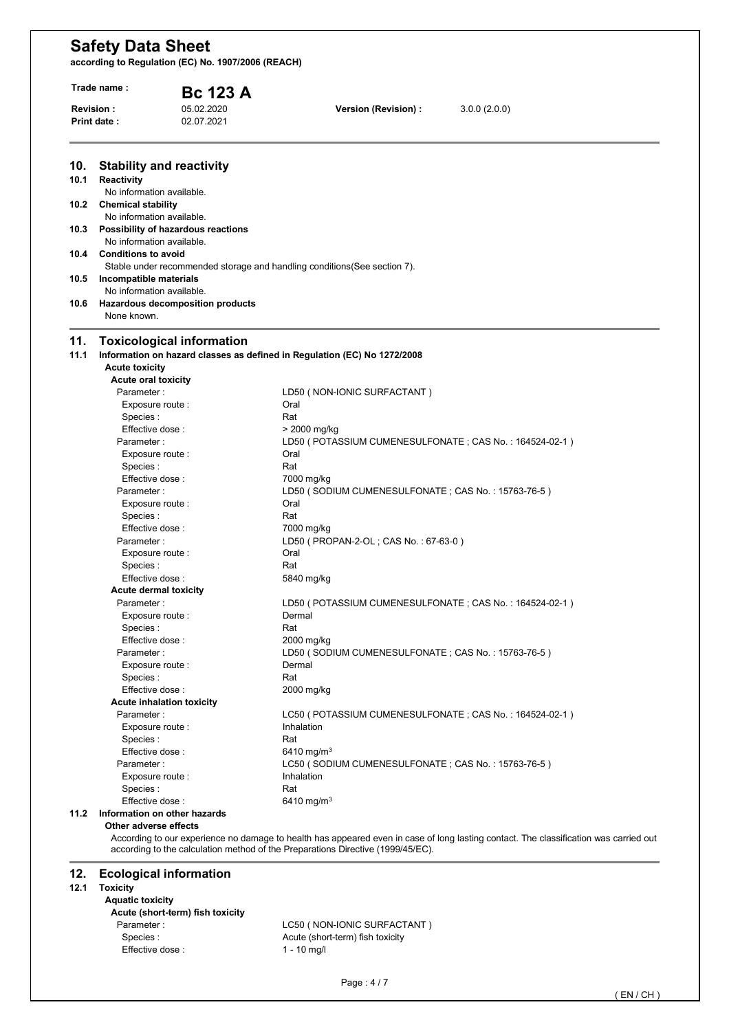## 10. Stability and reactivity

### 10.1 Reactivity

No information available.

### 10.2 Chemical stability

No information available.

### 10.3 Possibility of hazardous reactions

No information available.

### 10.4 Conditions to avoid

Stable under recommended storage and handling conditions(See section 7).

### 10.5 Incompatible materials

No information available.

### 10.6 Hazardous decomposition products

None known.

## 11. Toxicological information

### 11.1 Information on hazard classes as defined in Regulation (EC) No 1272/2008

**Acute toxicity**

**Acute oral toxicity**

| | |
|---|---|
| Parameter : | LD50 ( NON-IONIC SURFACTANT ) |
| Exposure route : | Oral |
| Species : | Rat |
| Effective dose : | > 2000 mg/kg |
| Parameter : | LD50 ( POTASSIUM CUMENESULFONATE ; CAS No. : 164524-02-1 ) |
| Exposure route : | Oral |
| Species : | Rat |
| Effective dose : | 7000 mg/kg |
| Parameter : | LD50 ( SODIUM CUMENESULFONATE ; CAS No. : 15763-76-5 ) |
| Exposure route : | Oral |
| Species : | Rat |
| Effective dose : | 7000 mg/kg |
| Parameter : | LD50 ( PROPAN-2-OL ; CAS No. : 67-63-0 ) |
| Exposure route : | Oral |
| Species : | Rat |
| Effective dose : | 5840 mg/kg |

**Acute dermal toxicity**

| | |
|---|---|
| Parameter : | LD50 ( POTASSIUM CUMENESULFONATE ; CAS No. : 164524-02-1 ) |
| Exposure route : | Dermal |
| Species : | Rat |
| Effective dose : | 2000 mg/kg |
| Parameter : | LD50 ( SODIUM CUMENESULFONATE ; CAS No. : 15763-76-5 ) |
| Exposure route : | Dermal |
| Species : | Rat |
| Effective dose : | 2000 mg/kg |

**Acute inhalation toxicity**

| | |
|---|---|
| Parameter : | LC50 ( POTASSIUM CUMENESULFONATE ; CAS No. : 164524-02-1 ) |
| Exposure route : | Inhalation |
| Species : | Rat |
| Effective dose : | 6410 $mg/m^3$ |
| Parameter : | LC50 ( SODIUM CUMENESULFONATE ; CAS No. : 15763-76-5 ) |
| Exposure route : | Inhalation |
| Species : | Rat |
| Effective dose : | 6410 $mg/m^3$ |

### 11.2 Information on other hazards

**Other adverse effects**

According to our experience no damage to health has appeared even in case of long lasting contact. The classification was carried out according to the calculation method of the Preparations Directive (1999/45/EC).

## 12. Ecological information

### 12.1 Toxicity

**Aquatic toxicity**

**Acute (short-term) fish toxicity**

| | |
|---|---|
| Parameter : | LC50 ( NON-IONIC SURFACTANT ) |
| Species : | Acute (short-term) fish toxicity |
| Effective dose : | 1 - 10 mg/l |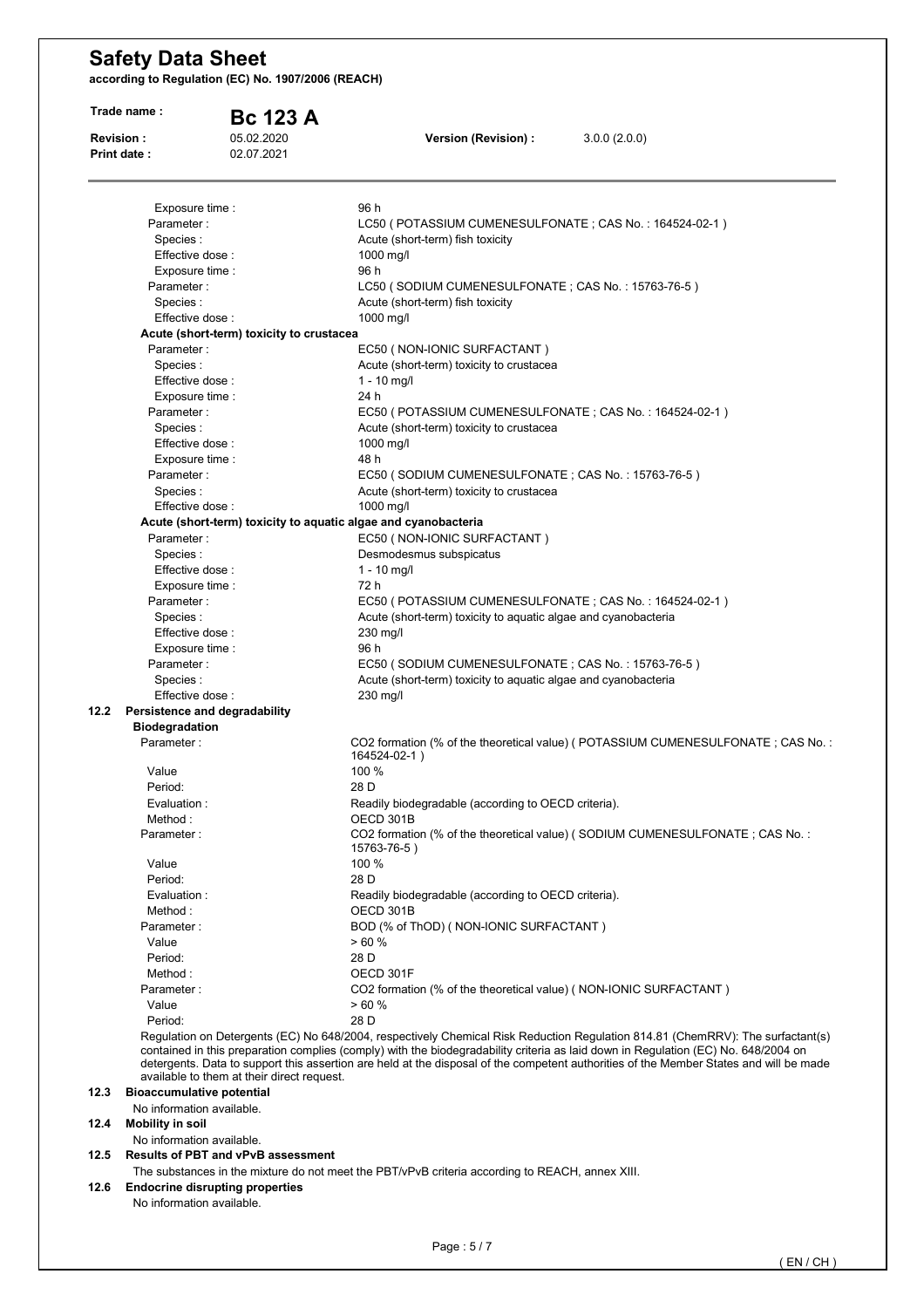| | |
|---|---|
| Exposure time : | 96 h |
| Parameter : | LC50 ( POTASSIUM CUMENESULFONATE ; CAS No. : 164524-02-1 ) |
| Species : | Acute (short-term) fish toxicity |
| Effective dose : | 1000 mg/l |
| Exposure time : | 96 h |
| Parameter : | LC50 ( SODIUM CUMENESULFONATE ; CAS No. : 15763-76-5 ) |
| Species : | Acute (short-term) fish toxicity |
| Effective dose : | 1000 mg/l |

**Acute (short-term) toxicity to crustacea**

| | |
|---|---|
| Parameter : | EC50 ( NON-IONIC SURFACTANT ) |
| Species : | Acute (short-term) toxicity to crustacea |
| Effective dose : | 1 - 10 mg/l |
| Exposure time : | 24 h |
| Parameter : | EC50 ( POTASSIUM CUMENESULFONATE ; CAS No. : 164524-02-1 ) |
| Species : | Acute (short-term) toxicity to crustacea |
| Effective dose : | 1000 mg/l |
| Exposure time : | 48 h |
| Parameter : | EC50 ( SODIUM CUMENESULFONATE ; CAS No. : 15763-76-5 ) |
| Species : | Acute (short-term) toxicity to crustacea |
| Effective dose : | 1000 mg/l |

**Acute (short-term) toxicity to aquatic algae and cyanobacteria**

| | |
|---|---|
| Parameter : | EC50 ( NON-IONIC SURFACTANT ) |
| Species : | Desmodesmus subspicatus |
| Effective dose : | 1 - 10 mg/l |
| Exposure time : | 72 h |
| Parameter : | EC50 ( POTASSIUM CUMENESULFONATE ; CAS No. : 164524-02-1 ) |
| Species : | Acute (short-term) toxicity to aquatic algae and cyanobacteria |
| Effective dose : | 230 mg/l |
| Exposure time : | 96 h |
| Parameter : | EC50 ( SODIUM CUMENESULFONATE ; CAS No. : 15763-76-5 ) |
| Species : | Acute (short-term) toxicity to aquatic algae and cyanobacteria |
| Effective dose : | 230 mg/l |

## 12.2 Persistence and degradability

**Biodegradation**

| | |
|---|---|
| Parameter : | $CO_2$ formation (% of the theoretical value) ( POTASSIUM CUMENESULFONATE ; CAS No. : 164524-02-1 ) |
| Value | 100 % |
| Period: | 28 D |
| Evaluation : | Readily biodegradable (according to OECD criteria). |
| Method : | OECD 301B |
| Parameter : | $CO_2$ formation (% of the theoretical value) ( SODIUM CUMENESULFONATE ; CAS No. : 15763-76-5 ) |
| Value | 100 % |
| Period: | 28 D |
| Evaluation : | Readily biodegradable (according to OECD criteria). |
| Method : | OECD 301B |
| Parameter : | BOD (% of ThOD) ( NON-IONIC SURFACTANT ) |
| Value | > 60 % |
| Period: | 28 D |
| Method : | OECD 301F |
| Parameter : | $CO_2$ formation (% of the theoretical value) ( NON-IONIC SURFACTANT ) |
| Value | > 60 % |
| Period: | 28 D |

Regulation on Detergents (EC) No 648/2004, respectively Chemical Risk Reduction Regulation 814.81 (ChemRRV): The surfactant(s) contained in this preparation complies (comply) with the biodegradability criteria as laid down in Regulation (EC) No. 648/2004 on detergents. Data to support this assertion are held at the disposal of the competent authorities of the Member States and will be made available to them at their direct request.

## 12.3 Bioaccumulative potential

No information available.

## 12.4 Mobility in soil

No information available.

## 12.5 Results of PBT and vPvB assessment

The substances in the mixture do not meet the PBT/vPvB criteria according to REACH, annex XIII.

## 12.6 Endocrine disrupting properties

No information available.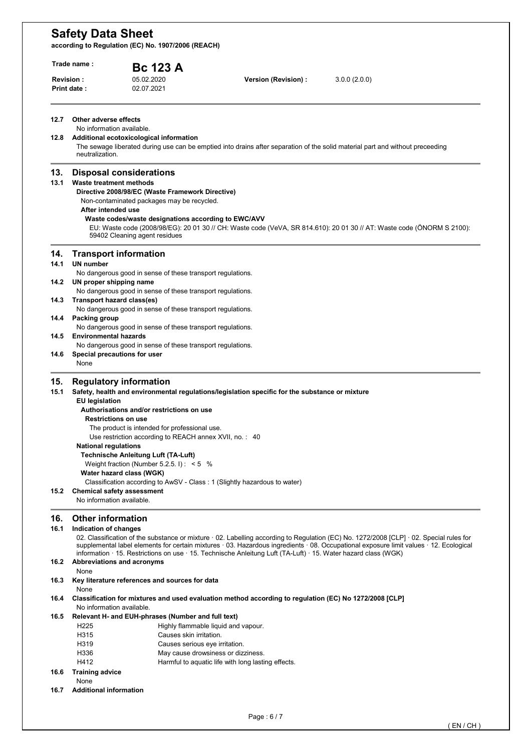**12.7 Other adverse effects**

No information available.

**12.8 Additional ecotoxicological information**

The sewage liberated during use can be emptied into drains after separation of the solid material part and without preceeding neutralization.

## 13. Disposal considerations

**13.1 Waste treatment methods**

**Directive 2008/98/EC (Waste Framework Directive)**

Non-contaminated packages may be recycled.

**After intended use**

**Waste codes/waste designations according to EWC/AVV**

EU: Waste code (2008/98/EG): 20 01 30 // CH: Waste code (VeVA, SR 814.610): 20 01 30 // AT: Waste code (ÖNORM S 2100): 59402 Cleaning agent residues

## 14. Transport information

**14.1 UN number**

No dangerous good in sense of these transport regulations.

**14.2 UN proper shipping name**

No dangerous good in sense of these transport regulations.

**14.3 Transport hazard class(es)**

No dangerous good in sense of these transport regulations.

**14.4 Packing group**

No dangerous good in sense of these transport regulations.

**14.5 Environmental hazards**

No dangerous good in sense of these transport regulations.

**14.6 Special precautions for user**

None

## 15. Regulatory information

**15.1 Safety, health and environmental regulations/legislation specific for the substance or mixture**

**EU legislation**

**Authorisations and/or restrictions on use**

**Restrictions on use**

The product is intended for professional use.

Use restriction according to REACH annex XVII, no. : 40

**National regulations**

**Technische Anleitung Luft (TA-Luft)**

Weight fraction (Number 5.2.5. I) : < 5 %

**Water hazard class (WGK)**

Classification according to AwSV - Class : 1 (Slightly hazardous to water)

**15.2 Chemical safety assessment**

No information available.

## 16. Other information

**16.1 Indication of changes**

02. Classification of the substance or mixture · 02. Labelling according to Regulation (EC) No. 1272/2008 [CLP] · 02. Special rules for supplemental label elements for certain mixtures · 03. Hazardous ingredients · 08. Occupational exposure limit values · 12. Ecological information · 15. Restrictions on use · 15. Technische Anleitung Luft (TA-Luft) · 15. Water hazard class (WGK)

**16.2 Abbreviations and acronyms**

None

**16.3 Key literature references and sources for data**

None

**16.4 Classification for mixtures and used evaluation method according to regulation (EC) No 1272/2008 [CLP]**

No information available.

**16.5 Relevant H- and EUH-phrases (Number and full text)**

| | |
|---|---|
| H225 | Highly flammable liquid and vapour. |
| H315 | Causes skin irritation. |
| H319 | Causes serious eye irritation. |
| H336 | May cause drowsiness or dizziness. |
| H412 | Harmful to aquatic life with long lasting effects. |

**16.6 Training advice**

None

**16.7 Additional information**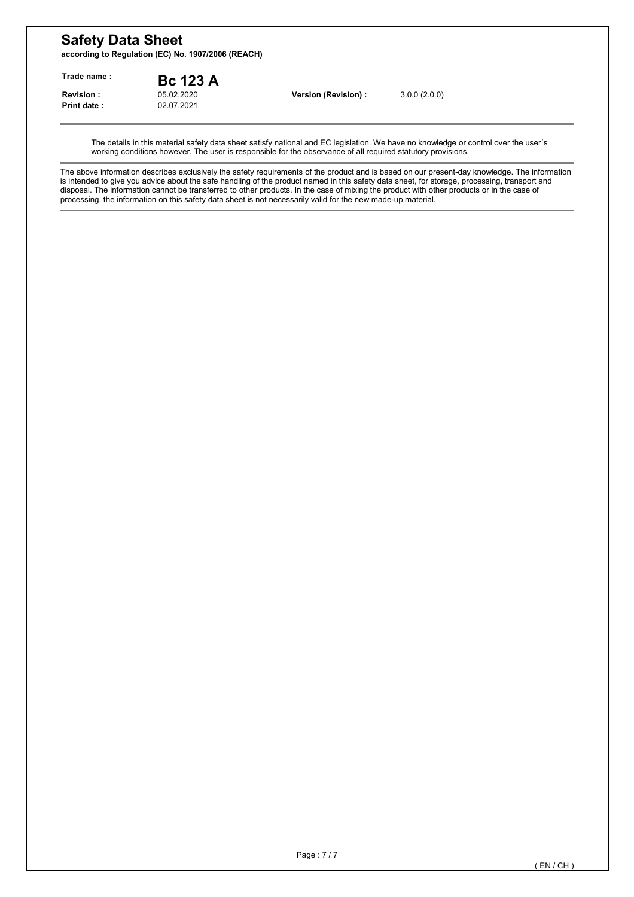The details in this material safety data sheet satisfy national and EC legislation. We have no knowledge or control over the user´s working conditions however. The user is responsible for the observance of all required statutory provisions.

The above information describes exclusively the safety requirements of the product and is based on our present-day knowledge. The information is intended to give you advice about the safe handling of the product named in this safety data sheet, for storage, processing, transport and disposal. The information cannot be transferred to other products. In the case of mixing the product with other products or in the case of processing, the information on this safety data sheet is not necessarily valid for the new made-up material.